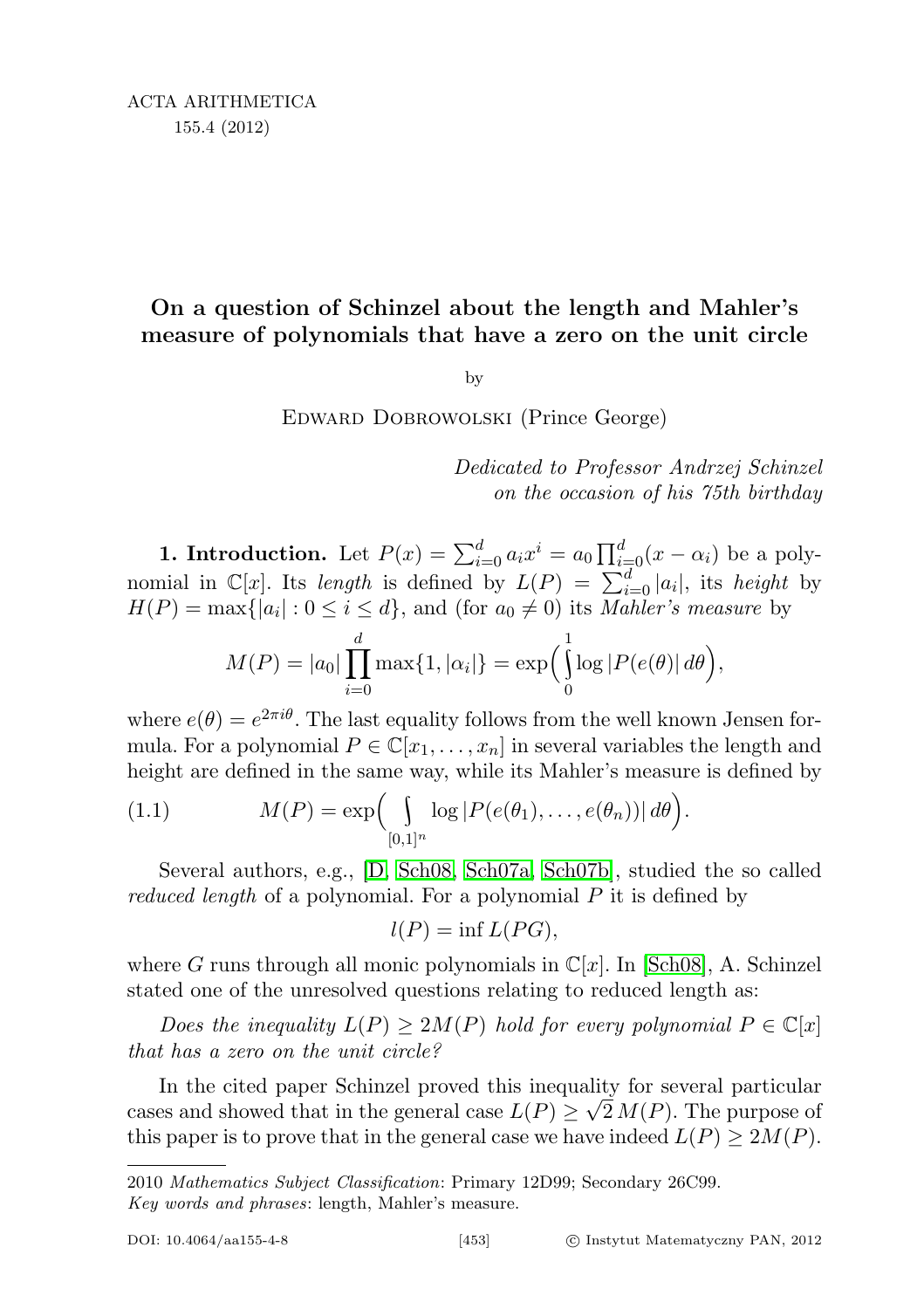# On a question of Schinzel about the length and Mahler's measure of polynomials that have a zero on the unit circle

by

EDWARD DOBROWOLSKI (Prince George)

*Dedicated to Professor Andrzej Schinzel on the occasion of his 75th birthday*

**1. Introduction.** Let $P(x) = \sum_{i=0}^{d} a_i x^i = a_0 \prod_{i=0}^{d}(x - \alpha_i)$ be a polynomial in $\mathbb{C}[x]$. Its *length* is defined by $L(P) = \sum_{i=0}^{d} |a_i|$, its *height* by $H(P) = \max\{|a_i| : 0 \leq i \leq d\}$, and (for $a_0 \neq 0$) its *Mahler's measure* by

$$M(P) = |a_0| \prod_{i=0}^{d} \max\{1, |\alpha_i|\} = \exp\Big( \int_0^1 \log |P(e(\theta)| \, d\theta \Big),$$

where $e(\theta) = e^{2\pi i \theta}$. The last equality follows from the well known Jensen formula. For a polynomial $P \in \mathbb{C}[x_1, \ldots, x_n]$ in several variables the length and height are defined in the same way, while its Mahler's measure is defined by

$$M(P) = \exp\Big( \int_{[0,1]^n} \log |P(e(\theta_1), \ldots, e(\theta_n))| \, d\theta \Big). \tag{1.1}$$

Several authors, e.g., [D, Sch08, Sch07a, Sch07b], studied the so called *reduced length* of a polynomial. For a polynomial $P$ it is defined by

$$l(P) = \inf L(PG),$$

where $G$ runs through all monic polynomials in $\mathbb{C}[x]$. In [Sch08], A. Schinzel stated one of the unresolved questions relating to reduced length as:

*Does the inequality $L(P) \geq 2M(P)$ hold for every polynomial $P \in \mathbb{C}[x]$ that has a zero on the unit circle?*

In the cited paper Schinzel proved this inequality for several particular cases and showed that in the general case $L(P) \geq \sqrt{2}\, M(P)$. The purpose of this paper is to prove that in the general case we have indeed $L(P) \geq 2M(P)$.

2010 *Mathematics Subject Classification*: Primary 12D99; Secondary 26C99.
*Key words and phrases*: length, Mahler's measure.

DOI: 10.4064/aa155-4-8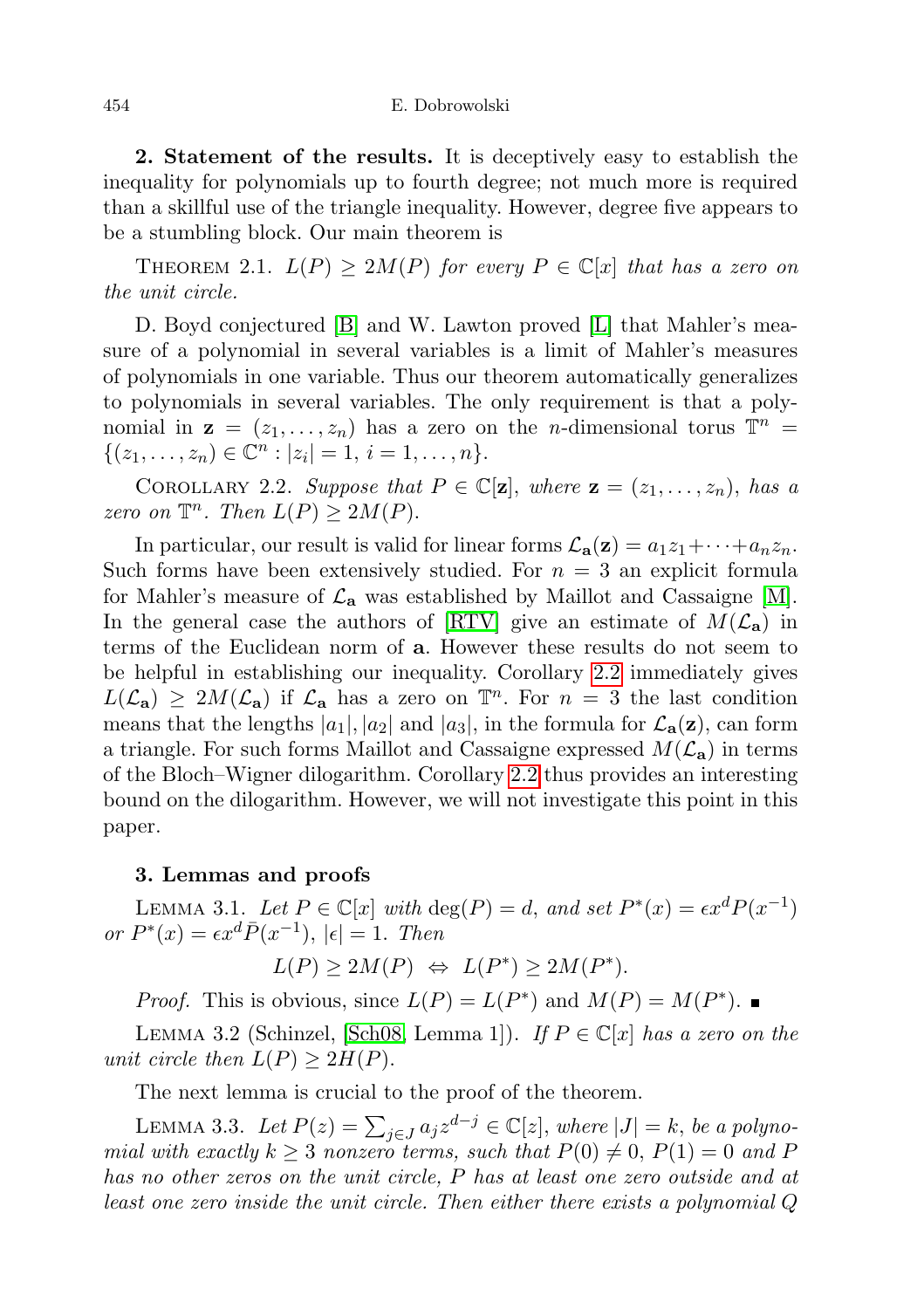**2. Statement of the results.** It is deceptively easy to establish the inequality for polynomials up to fourth degree; not much more is required than a skillful use of the triangle inequality. However, degree five appears to be a stumbling block. Our main theorem is

Theorem 2.1. *$L(P) \geq 2M(P)$ for every $P \in \mathbb{C}[x]$ that has a zero on the unit circle.*

D. Boyd conjectured [B] and W. Lawton proved [L] that Mahler's measure of a polynomial in several variables is a limit of Mahler's measures of polynomials in one variable. Thus our theorem automatically generalizes to polynomials in several variables. The only requirement is that a polynomial in $\mathbf{z} = (z_1, \ldots, z_n)$ has a zero on the $n$-dimensional torus $\mathbb{T}^n = \{(z_1, \ldots, z_n) \in \mathbb{C}^n : |z_i| = 1,\ i = 1, \ldots, n\}$.

Corollary 2.2. *Suppose that $P \in \mathbb{C}[\mathbf{z}]$, where $\mathbf{z} = (z_1, \ldots, z_n)$, has a zero on $\mathbb{T}^n$. Then $L(P) \geq 2M(P)$.*

In particular, our result is valid for linear forms $\mathcal{L}_{\mathbf{a}}(\mathbf{z}) = a_1 z_1 + \cdots + a_n z_n$. Such forms have been extensively studied. For $n = 3$ an explicit formula for Mahler's measure of $\mathcal{L}_{\mathbf{a}}$ was established by Maillot and Cassaigne [M]. In the general case the authors of [RTV] give an estimate of $M(\mathcal{L}_{\mathbf{a}})$ in terms of the Euclidean norm of $\mathbf{a}$. However these results do not seem to be helpful in establishing our inequality. Corollary 2.2 immediately gives $L(\mathcal{L}_{\mathbf{a}}) \geq 2M(\mathcal{L}_{\mathbf{a}})$ if $\mathcal{L}_{\mathbf{a}}$ has a zero on $\mathbb{T}^n$. For $n = 3$ the last condition means that the lengths $|a_1|, |a_2|$ and $|a_3|$, in the formula for $\mathcal{L}_{\mathbf{a}}(\mathbf{z})$, can form a triangle. For such forms Maillot and Cassaigne expressed $M(\mathcal{L}_{\mathbf{a}})$ in terms of the Bloch–Wigner dilogarithm. Corollary 2.2 thus provides an interesting bound on the dilogarithm. However, we will not investigate this point in this paper.

**3. Lemmas and proofs**

Lemma 3.1. *Let $P \in \mathbb{C}[x]$ with $\deg(P) = d$, and set $P^*(x) = \epsilon x^d P(x^{-1})$ or $P^*(x) = \epsilon x^d \bar{P}(x^{-1})$, $|\epsilon| = 1$. Then*

$$L(P) \geq 2M(P) \iff L(P^*) \geq 2M(P^*).$$

*Proof.* This is obvious, since $L(P) = L(P^*)$ and $M(P) = M(P^*)$. ∎

Lemma 3.2 (Schinzel, [Sch08, Lemma 1]). *If $P \in \mathbb{C}[x]$ has a zero on the unit circle then $L(P) \geq 2H(P)$.*

The next lemma is crucial to the proof of the theorem.

Lemma 3.3. *Let $P(z) = \sum_{j \in J} a_j z^{d-j} \in \mathbb{C}[z]$, where $|J| = k$, be a polynomial with exactly $k \geq 3$ nonzero terms, such that $P(0) \neq 0$, $P(1) = 0$ and $P$ has no other zeros on the unit circle, $P$ has at least one zero outside and at least one zero inside the unit circle. Then either there exists a polynomial $Q$*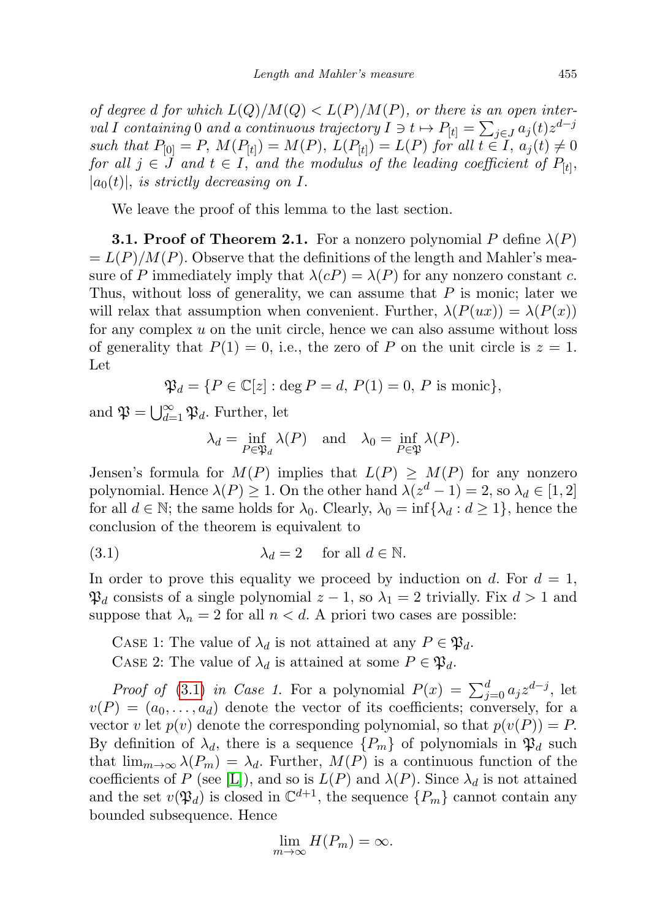*of degree $d$ for which $L(Q)/M(Q) < L(P)/M(P)$, or there is an open interval $I$ containing $0$ and a continuous trajectory $I \ni t \mapsto P_{[t]} = \sum_{j\in J} a_j(t) z^{d-j}$ such that $P_{[0]} = P$, $M(P_{[t]}) = M(P)$, $L(P_{[t]}) = L(P)$ for all $t \in I$, $a_j(t) \neq 0$ for all $j \in J$ and $t \in I$, and the modulus of the leading coefficient of $P_{[t]}$, $|a_0(t)|$, is strictly decreasing on $I$.*

We leave the proof of this lemma to the last section.

**3.1. Proof of Theorem 2.1.** For a nonzero polynomial $P$ define $\lambda(P) = L(P)/M(P)$. Observe that the definitions of the length and Mahler's measure of $P$ immediately imply that $\lambda(cP) = \lambda(P)$ for any nonzero constant $c$. Thus, without loss of generality, we can assume that $P$ is monic; later we will relax that assumption when convenient. Further, $\lambda(P(ux)) = \lambda(P(x))$ for any complex $u$ on the unit circle, hence we can also assume without loss of generality that $P(1) = 0$, i.e., the zero of $P$ on the unit circle is $z = 1$. Let

$$\mathfrak{P}_d = \{P \in \mathbb{C}[z] : \deg P = d,\ P(1) = 0,\ P \text{ is monic}\},$$

and $\mathfrak{P} = \bigcup_{d=1}^{\infty} \mathfrak{P}_d$. Further, let

$$\lambda_d = \inf_{P\in\mathfrak{P}_d} \lambda(P) \quad \text{and} \quad \lambda_0 = \inf_{P\in\mathfrak{P}} \lambda(P).$$

Jensen's formula for $M(P)$ implies that $L(P) \geq M(P)$ for any nonzero polynomial. Hence $\lambda(P) \geq 1$. On the other hand $\lambda(z^d - 1) = 2$, so $\lambda_d \in [1, 2]$ for all $d \in \mathbb{N}$; the same holds for $\lambda_0$. Clearly, $\lambda_0 = \inf\{\lambda_d : d \geq 1\}$, hence the conclusion of the theorem is equivalent to

$$\lambda_d = 2 \quad \text{for all } d \in \mathbb{N}. \tag{3.1}$$

In order to prove this equality we proceed by induction on $d$. For $d = 1$, $\mathfrak{P}_d$ consists of a single polynomial $z - 1$, so $\lambda_1 = 2$ trivially. Fix $d > 1$ and suppose that $\lambda_n = 2$ for all $n < d$. A priori two cases are possible:

Case 1: The value of $\lambda_d$ is not attained at any $P \in \mathfrak{P}_d$.

Case 2: The value of $\lambda_d$ is attained at some $P \in \mathfrak{P}_d$.

*Proof of* (3.1) *in Case 1.* For a polynomial $P(x) = \sum_{j=0}^{d} a_j z^{d-j}$, let $v(P) = (a_0, \ldots, a_d)$ denote the vector of its coefficients; conversely, for a vector $v$ let $p(v)$ denote the corresponding polynomial, so that $p(v(P)) = P$. By definition of $\lambda_d$, there is a sequence $\{P_m\}$ of polynomials in $\mathfrak{P}_d$ such that $\lim_{m\to\infty} \lambda(P_m) = \lambda_d$. Further, $M(P)$ is a continuous function of the coefficients of $P$ (see [L]), and so is $L(P)$ and $\lambda(P)$. Since $\lambda_d$ is not attained and the set $v(\mathfrak{P}_d)$ is closed in $\mathbb{C}^{d+1}$, the sequence $\{P_m\}$ cannot contain any bounded subsequence. Hence

$$\lim_{m\to\infty} H(P_m) = \infty.$$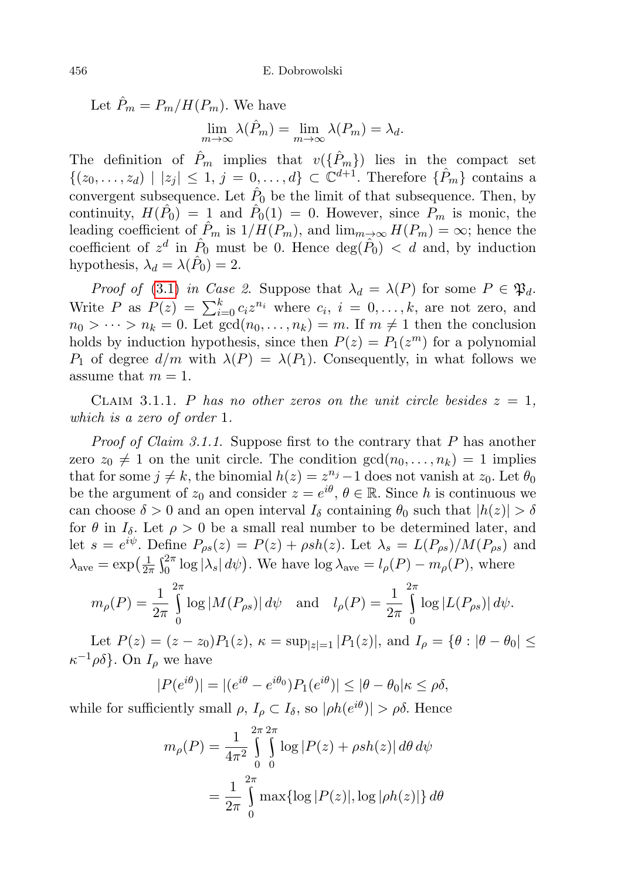Let $\hat{P}_m = P_m/H(P_m)$. We have

$$\lim_{m\to\infty} \lambda(\hat{P}_m) = \lim_{m\to\infty} \lambda(P_m) = \lambda_d.$$

The definition of $\hat{P}_m$ implies that $v(\{\hat{P}_m\})$ lies in the compact set $\{(z_0,\dots,z_d) \mid |z_j| \le 1,\, j = 0,\dots,d\} \subset \mathbb{C}^{d+1}$. Therefore $\{\hat{P}_m\}$ contains a convergent subsequence. Let $\hat{P}_0$ be the limit of that subsequence. Then, by continuity, $H(\hat{P}_0) = 1$ and $\hat{P}_0(1) = 0$. However, since $P_m$ is monic, the leading coefficient of $\hat{P}_m$ is $1/H(P_m)$, and $\lim_{m\to\infty} H(P_m) = \infty$; hence the coefficient of $z^d$ in $\hat{P}_0$ must be 0. Hence $\deg(\hat{P}_0) < d$ and, by induction hypothesis, $\lambda_d = \lambda(\hat{P}_0) = 2$.

*Proof of* (3.1) *in Case 2.* Suppose that $\lambda_d = \lambda(P)$ for some $P \in \mathfrak{P}_d$. Write $P$ as $P(z) = \sum_{i=0}^{k} c_i z^{n_i}$ where $c_i$, $i = 0,\dots,k$, are not zero, and $n_0 > \cdots > n_k = 0$. Let $\gcd(n_0,\dots,n_k) = m$. If $m \ne 1$ then the conclusion holds by induction hypothesis, since then $P(z) = P_1(z^m)$ for a polynomial $P_1$ of degree $d/m$ with $\lambda(P) = \lambda(P_1)$. Consequently, in what follows we assume that $m = 1$.

Claim 3.1.1. *$P$ has no other zeros on the unit circle besides $z = 1$, which is a zero of order* 1.

*Proof of Claim 3.1.1.* Suppose first to the contrary that $P$ has another zero $z_0 \ne 1$ on the unit circle. The condition $\gcd(n_0,\dots,n_k) = 1$ implies that for some $j \ne k$, the binomial $h(z) = z^{n_j} - 1$ does not vanish at $z_0$. Let $\theta_0$ be the argument of $z_0$ and consider $z = e^{i\theta}$, $\theta \in \mathbb{R}$. Since $h$ is continuous we can choose $\delta > 0$ and an open interval $I_\delta$ containing $\theta_0$ such that $|h(z)| > \delta$ for $\theta$ in $I_\delta$. Let $\rho > 0$ be a small real number to be determined later, and let $s = e^{i\psi}$. Define $P_{\rho s}(z) = P(z) + \rho s h(z)$. Let $\lambda_s = L(P_{\rho s})/M(P_{\rho s})$ and $\lambda_{\mathrm{ave}} = \exp\big(\frac{1}{2\pi}\int_0^{2\pi} \log|\lambda_s|\, d\psi\big)$. We have $\log \lambda_{\mathrm{ave}} = l_\rho(P) - m_\rho(P)$, where

$$m_\rho(P) = \frac{1}{2\pi}\int_0^{2\pi} \log|M(P_{\rho s})|\, d\psi \quad \text{and} \quad l_\rho(P) = \frac{1}{2\pi}\int_0^{2\pi} \log|L(P_{\rho s})|\, d\psi.$$

Let $P(z) = (z - z_0)P_1(z)$, $\kappa = \sup_{|z|=1} |P_1(z)|$, and $I_\rho = \{\theta : |\theta - \theta_0| \le \kappa^{-1}\rho\delta\}$. On $I_\rho$ we have

$$|P(e^{i\theta})| = |(e^{i\theta} - e^{i\theta_0})P_1(e^{i\theta})| \le |\theta - \theta_0|\kappa \le \rho\delta,$$

while for sufficiently small $\rho$, $I_\rho \subset I_\delta$, so $|\rho h(e^{i\theta})| > \rho\delta$. Hence

$$\begin{aligned} m_\rho(P) &= \frac{1}{4\pi^2}\int_0^{2\pi}\int_0^{2\pi} \log|P(z) + \rho s h(z)|\, d\theta\, d\psi \\ &= \frac{1}{2\pi}\int_0^{2\pi} \max\{\log|P(z)|, \log|\rho h(z)|\}\, d\theta \end{aligned}$$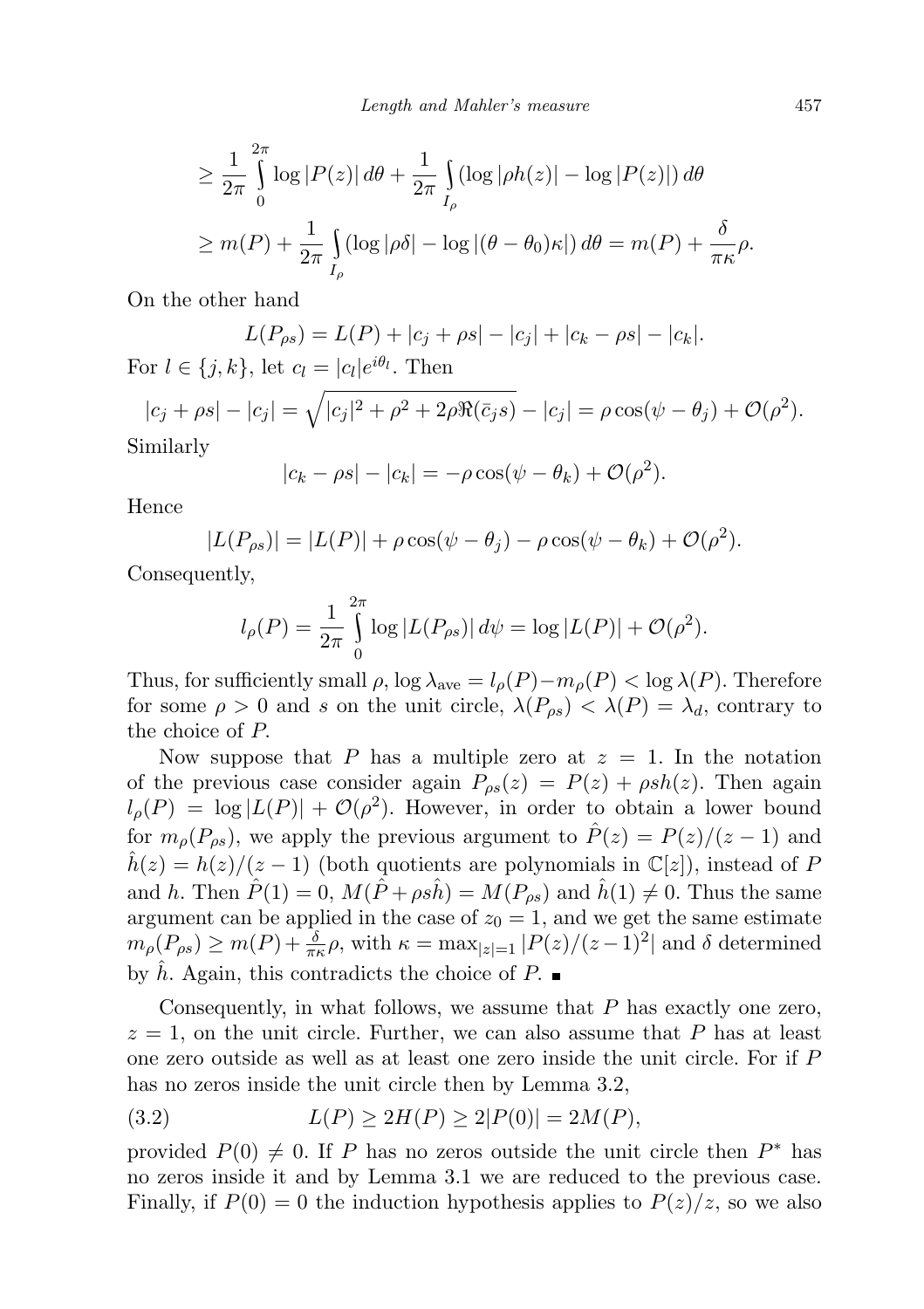$$\geq \frac{1}{2\pi}\int_0^{2\pi} \log|P(z)|\,d\theta + \frac{1}{2\pi}\int_{I_\rho} (\log|\rho h(z)| - \log|P(z)|)\,d\theta$$

$$\geq m(P) + \frac{1}{2\pi}\int_{I_\rho} (\log|\rho\delta| - \log|(\theta-\theta_0)\kappa|)\,d\theta = m(P) + \frac{\delta}{\pi\kappa}\rho.$$

On the other hand

$$L(P_{\rho s}) = L(P) + |c_j + \rho s| - |c_j| + |c_k - \rho s| - |c_k|.$$

For $l \in \{j,k\}$, let $c_l = |c_l|e^{i\theta_l}$. Then

$$|c_j + \rho s| - |c_j| = \sqrt{|c_j|^2 + \rho^2 + 2\rho\Re(\bar{c}_j s)} - |c_j| = \rho\cos(\psi - \theta_j) + \mathcal{O}(\rho^2).$$

Similarly

$$|c_k - \rho s| - |c_k| = -\rho\cos(\psi - \theta_k) + \mathcal{O}(\rho^2).$$

Hence

$$|L(P_{\rho s})| = |L(P)| + \rho\cos(\psi-\theta_j) - \rho\cos(\psi-\theta_k) + \mathcal{O}(\rho^2).$$

Consequently,

$$l_\rho(P) = \frac{1}{2\pi}\int_0^{2\pi} \log|L(P_{\rho s})|\,d\psi = \log|L(P)| + \mathcal{O}(\rho^2).$$

Thus, for sufficiently small $\rho$, $\log\lambda_{\rm ave} = l_\rho(P) - m_\rho(P) < \log\lambda(P)$. Therefore for some $\rho > 0$ and $s$ on the unit circle, $\lambda(P_{\rho s}) < \lambda(P) = \lambda_d$, contrary to the choice of $P$.

Now suppose that $P$ has a multiple zero at $z = 1$. In the notation of the previous case consider again $P_{\rho s}(z) = P(z) + \rho s h(z)$. Then again $l_\rho(P) = \log|L(P)| + \mathcal{O}(\rho^2)$. However, in order to obtain a lower bound for $m_\rho(P_{\rho s})$, we apply the previous argument to $\hat{P}(z) = P(z)/(z-1)$ and $\hat{h}(z) = h(z)/(z-1)$ (both quotients are polynomials in $\mathbb{C}[z]$), instead of $P$ and $h$. Then $\hat{P}(1) = 0$, $M(\hat{P} + \rho s\hat{h}) = M(P_{\rho s})$ and $\hat{h}(1) \neq 0$. Thus the same argument can be applied in the case of $z_0 = 1$, and we get the same estimate $m_\rho(P_{\rho s}) \geq m(P) + \frac{\delta}{\pi\kappa}\rho$, with $\kappa = \max_{|z|=1}|P(z)/(z-1)^2|$ and $\delta$ determined by $\hat{h}$. Again, this contradicts the choice of $P$. ∎

Consequently, in what follows, we assume that $P$ has exactly one zero, $z = 1$, on the unit circle. Further, we can also assume that $P$ has at least one zero outside as well as at least one zero inside the unit circle. For if $P$ has no zeros inside the unit circle then by Lemma 3.2,

$$L(P) \geq 2H(P) \geq 2|P(0)| = 2M(P), \tag{3.2}$$

provided $P(0) \neq 0$. If $P$ has no zeros outside the unit circle then $P^*$ has no zeros inside it and by Lemma 3.1 we are reduced to the previous case. Finally, if $P(0) = 0$ the induction hypothesis applies to $P(z)/z$, so we also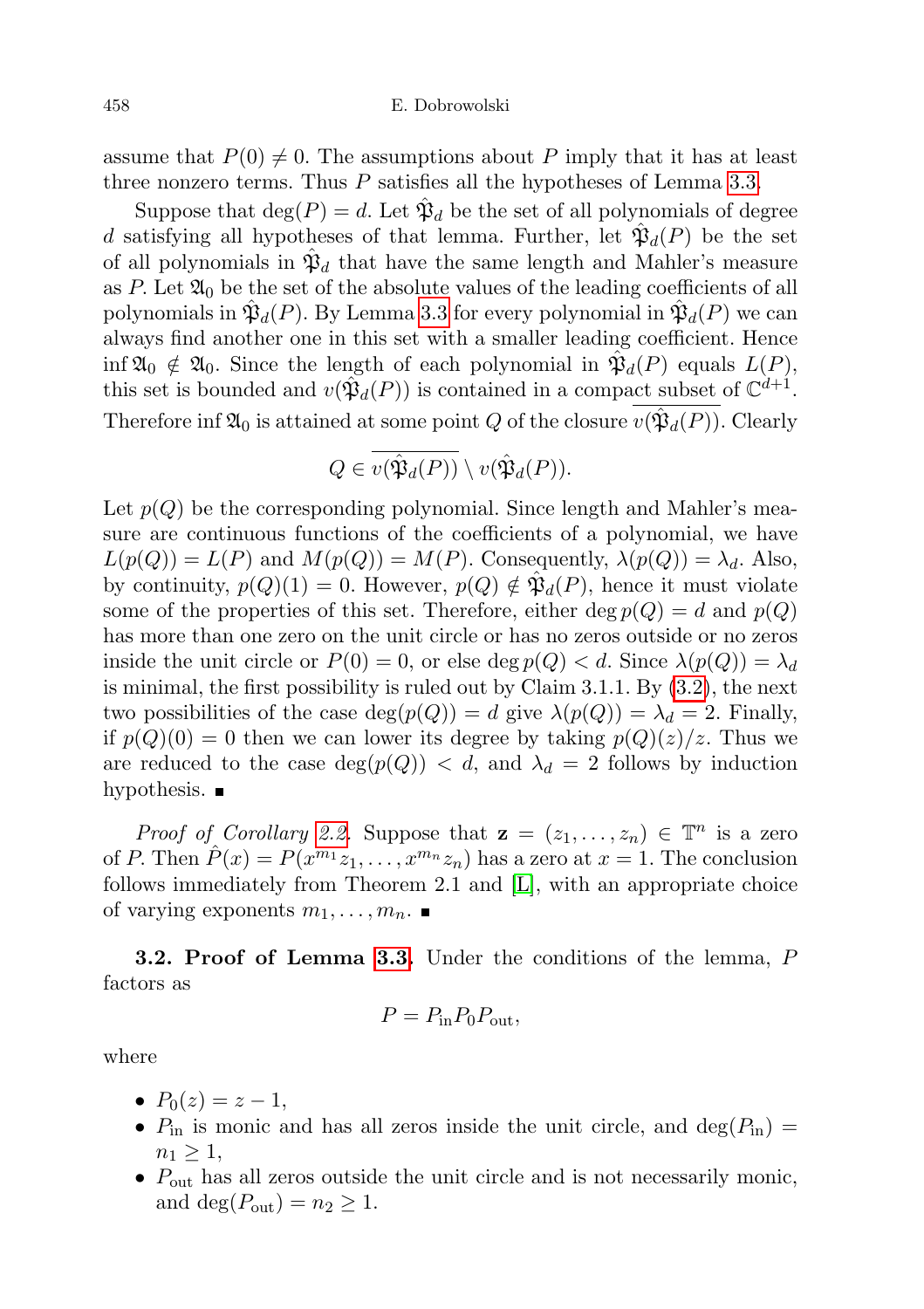assume that $P(0) \neq 0$. The assumptions about $P$ imply that it has at least three nonzero terms. Thus $P$ satisfies all the hypotheses of Lemma 3.3.

Suppose that $\deg(P) = d$. Let $\hat{\mathfrak{P}}_d$ be the set of all polynomials of degree $d$ satisfying all hypotheses of that lemma. Further, let $\hat{\mathfrak{P}}_d(P)$ be the set of all polynomials in $\hat{\mathfrak{P}}_d$ that have the same length and Mahler's measure as $P$. Let $\mathfrak{A}_0$ be the set of the absolute values of the leading coefficients of all polynomials in $\hat{\mathfrak{P}}_d(P)$. By Lemma 3.3 for every polynomial in $\hat{\mathfrak{P}}_d(P)$ we can always find another one in this set with a smaller leading coefficient. Hence $\inf \mathfrak{A}_0 \notin \mathfrak{A}_0$. Since the length of each polynomial in $\hat{\mathfrak{P}}_d(P)$ equals $L(P)$, this set is bounded and $v(\hat{\mathfrak{P}}_d(P))$ is contained in a compact subset of $\mathbb{C}^{d+1}$. Therefore $\inf \mathfrak{A}_0$ is attained at some point $Q$ of the closure $\overline{v(\hat{\mathfrak{P}}_d(P))}$. Clearly

$$Q \in \overline{v(\hat{\mathfrak{P}}_d(P))} \setminus v(\hat{\mathfrak{P}}_d(P)).$$

Let $p(Q)$ be the corresponding polynomial. Since length and Mahler's measure are continuous functions of the coefficients of a polynomial, we have $L(p(Q)) = L(P)$ and $M(p(Q)) = M(P)$. Consequently, $\lambda(p(Q)) = \lambda_d$. Also, by continuity, $p(Q)(1) = 0$. However, $p(Q) \notin \hat{\mathfrak{P}}_d(P)$, hence it must violate some of the properties of this set. Therefore, either $\deg p(Q) = d$ and $p(Q)$ has more than one zero on the unit circle or has no zeros outside or no zeros inside the unit circle or $P(0) = 0$, or else $\deg p(Q) < d$. Since $\lambda(p(Q)) = \lambda_d$ is minimal, the first possibility is ruled out by Claim 3.1.1. By (3.2), the next two possibilities of the case $\deg(p(Q)) = d$ give $\lambda(p(Q)) = \lambda_d = 2$. Finally, if $p(Q)(0) = 0$ then we can lower its degree by taking $p(Q)(z)/z$. Thus we are reduced to the case $\deg(p(Q)) < d$, and $\lambda_d = 2$ follows by induction hypothesis. ∎

*Proof of Corollary 2.2.* Suppose that $\mathbf{z} = (z_1, \ldots, z_n) \in \mathbb{T}^n$ is a zero of $P$. Then $\hat{P}(x) = P(x^{m_1} z_1, \ldots, x^{m_n} z_n)$ has a zero at $x = 1$. The conclusion follows immediately from Theorem 2.1 and [L], with an appropriate choice of varying exponents $m_1, \ldots, m_n$. ∎

**3.2. Proof of Lemma 3.3.** Under the conditions of the lemma, $P$ factors as

$$P = P_{\mathrm{in}} P_0 P_{\mathrm{out}},$$

where

- $P_0(z) = z - 1$,
- $P_{\mathrm{in}}$ is monic and has all zeros inside the unit circle, and $\deg(P_{\mathrm{in}}) = n_1 \geq 1$,
- $P_{\mathrm{out}}$ has all zeros outside the unit circle and is not necessarily monic, and $\deg(P_{\mathrm{out}}) = n_2 \geq 1$.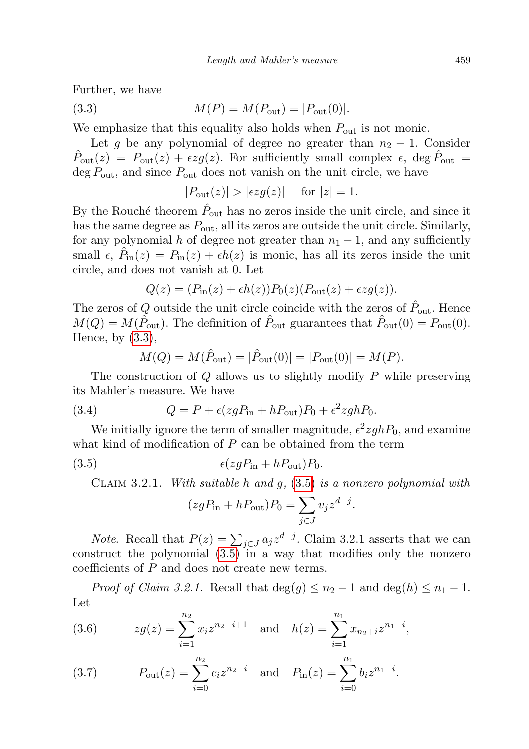Further, we have

$$M(P) = M(P_{\text{out}}) = |P_{\text{out}}(0)|. \tag{3.3}$$

We emphasize that this equality also holds when $P_{\text{out}}$ is not monic.

Let $g$ be any polynomial of degree no greater than $n_2 - 1$. Consider $\hat{P}_{\text{out}}(z) = P_{\text{out}}(z) + \epsilon z g(z)$. For sufficiently small complex $\epsilon$, $\deg \hat{P}_{\text{out}} = \deg P_{\text{out}}$, and since $P_{\text{out}}$ does not vanish on the unit circle, we have

$$|P_{\text{out}}(z)| > |\epsilon z g(z)| \quad \text{for } |z| = 1.$$

By the Rouché theorem $\hat{P}_{\text{out}}$ has no zeros inside the unit circle, and since it has the same degree as $P_{\text{out}}$, all its zeros are outside the unit circle. Similarly, for any polynomial $h$ of degree not greater than $n_1 - 1$, and any sufficiently small $\epsilon$, $\hat{P}_{\text{in}}(z) = P_{\text{in}}(z) + \epsilon h(z)$ is monic, has all its zeros inside the unit circle, and does not vanish at 0. Let

$$Q(z) = (P_{\text{in}}(z) + \epsilon h(z)) P_0(z) (P_{\text{out}}(z) + \epsilon z g(z)).$$

The zeros of $Q$ outside the unit circle coincide with the zeros of $\hat{P}_{\text{out}}$. Hence $M(Q) = M(\hat{P}_{\text{out}})$. The definition of $\hat{P}_{\text{out}}$ guarantees that $\hat{P}_{\text{out}}(0) = P_{\text{out}}(0)$. Hence, by (3.3),

$$M(Q) = M(\hat{P}_{\text{out}}) = |\hat{P}_{\text{out}}(0)| = |P_{\text{out}}(0)| = M(P).$$

The construction of $Q$ allows us to slightly modify $P$ while preserving its Mahler's measure. We have

$$Q = P + \epsilon (z g P_{\text{in}} + h P_{\text{out}}) P_0 + \epsilon^2 z g h P_0. \tag{3.4}$$

We initially ignore the term of smaller magnitude, $\epsilon^2 z g h P_0$, and examine what kind of modification of $P$ can be obtained from the term

$$\epsilon (z g P_{\text{in}} + h P_{\text{out}}) P_0. \tag{3.5}$$

Claim 3.2.1. *With suitable $h$ and $g$, (3.5) is a nonzero polynomial with*

$$(z g P_{\text{in}} + h P_{\text{out}}) P_0 = \sum_{j \in J} v_j z^{d-j}.$$

*Note.* Recall that $P(z) = \sum_{j \in J} a_j z^{d-j}$. Claim 3.2.1 asserts that we can construct the polynomial (3.5) in a way that modifies only the nonzero coefficients of $P$ and does not create new terms.

*Proof of Claim 3.2.1.* Recall that $\deg(g) \le n_2 - 1$ and $\deg(h) \le n_1 - 1$. Let

$$z g(z) = \sum_{i=1}^{n_2} x_i z^{n_2 - i + 1} \quad \text{and} \quad h(z) = \sum_{i=1}^{n_1} x_{n_2 + i} z^{n_1 - i}, \tag{3.6}$$

$$P_{\text{out}}(z) = \sum_{i=0}^{n_2} c_i z^{n_2 - i} \quad \text{and} \quad P_{\text{in}}(z) = \sum_{i=0}^{n_1} b_i z^{n_1 - i}. \tag{3.7}$$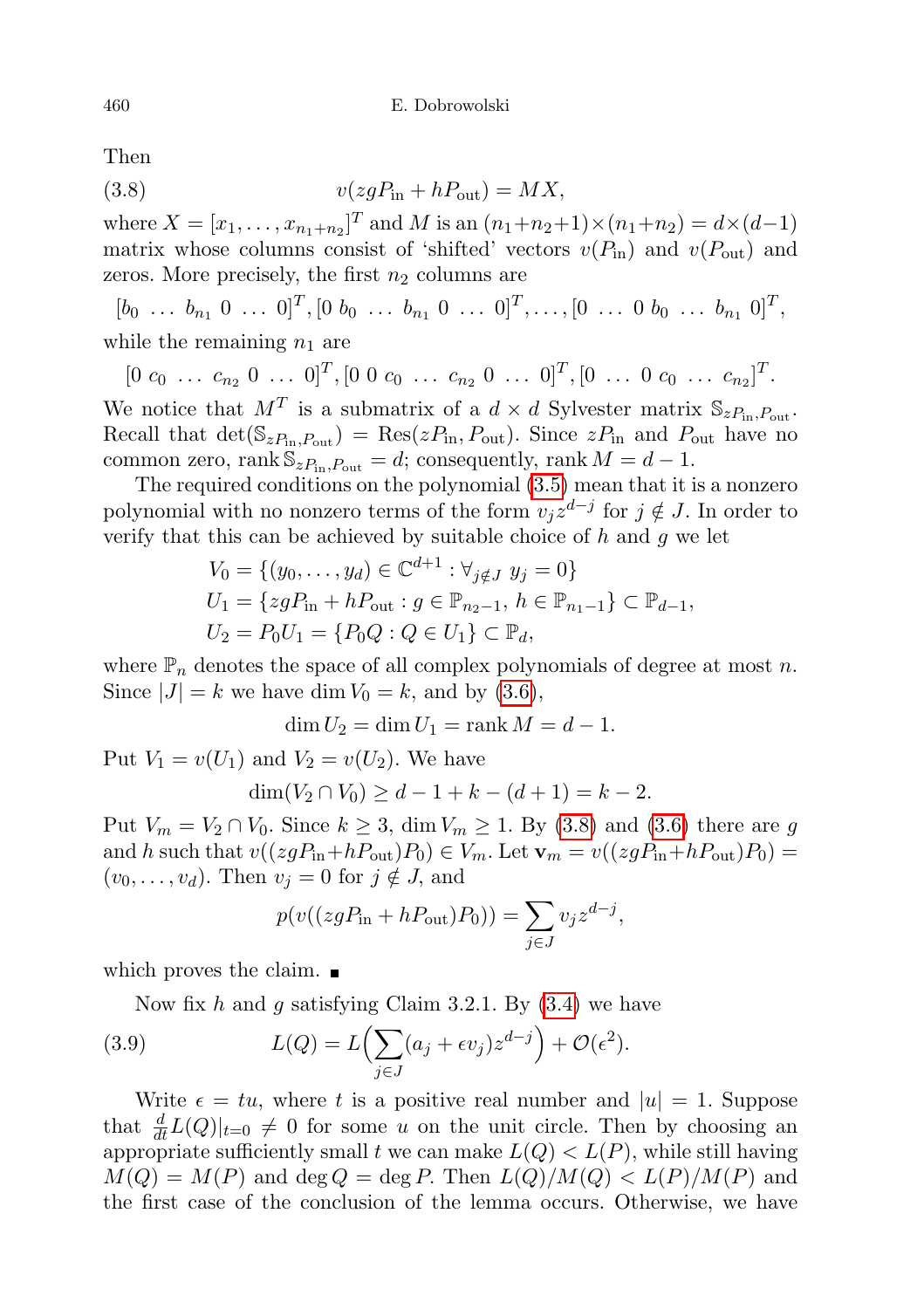Then

$$v(zgP_{\text{in}} + hP_{\text{out}}) = MX, \tag{3.8}$$

where $X = [x_1, \ldots, x_{n_1+n_2}]^T$ and $M$ is an $(n_1+n_2+1)\times(n_1+n_2) = d\times(d-1)$ matrix whose columns consist of 'shifted' vectors $v(P_{\text{in}})$ and $v(P_{\text{out}})$ and zeros. More precisely, the first $n_2$ columns are

$$[b_0 \ \ldots \ b_{n_1} \ 0 \ \ldots \ 0]^T, [0 \ b_0 \ \ldots \ b_{n_1} \ 0 \ \ldots \ 0]^T, \ldots, [0 \ \ldots \ 0 \ b_0 \ \ldots \ b_{n_1} \ 0]^T,$$

while the remaining $n_1$ are

$$[0 \ c_0 \ \ldots \ c_{n_2} \ 0 \ \ldots \ 0]^T, [0 \ 0 \ c_0 \ \ldots \ c_{n_2} \ 0 \ \ldots \ 0]^T, [0 \ \ldots \ 0 \ c_0 \ \ldots \ c_{n_2}]^T.$$

We notice that $M^T$ is a submatrix of a $d \times d$ Sylvester matrix $\mathbb{S}_{zP_{\text{in}},P_{\text{out}}}$. Recall that $\det(\mathbb{S}_{zP_{\text{in}},P_{\text{out}}}) = \operatorname{Res}(zP_{\text{in}}, P_{\text{out}})$. Since $zP_{\text{in}}$ and $P_{\text{out}}$ have no common zero, $\operatorname{rank} \mathbb{S}_{zP_{\text{in}},P_{\text{out}}} = d$; consequently, $\operatorname{rank} M = d-1$.

The required conditions on the polynomial (3.5) mean that it is a nonzero polynomial with no nonzero terms of the form $v_j z^{d-j}$ for $j \notin J$. In order to verify that this can be achieved by suitable choice of $h$ and $g$ we let

$$
\begin{aligned}
V_0 &= \{(y_0, \ldots, y_d) \in \mathbb{C}^{d+1} : \forall_{j\notin J} \ y_j = 0\} \\
U_1 &= \{zgP_{\text{in}} + hP_{\text{out}} : g \in \mathbb{P}_{n_2-1}, \ h \in \mathbb{P}_{n_1-1}\} \subset \mathbb{P}_{d-1}, \\
U_2 &= P_0 U_1 = \{P_0 Q : Q \in U_1\} \subset \mathbb{P}_d,
\end{aligned}
$$

where $\mathbb{P}_n$ denotes the space of all complex polynomials of degree at most $n$. Since $|J| = k$ we have $\dim V_0 = k$, and by (3.6),

$$\dim U_2 = \dim U_1 = \operatorname{rank} M = d-1.$$

Put $V_1 = v(U_1)$ and $V_2 = v(U_2)$. We have

$$\dim(V_2 \cap V_0) \geq d - 1 + k - (d+1) = k-2.$$

Put $V_m = V_2 \cap V_0$. Since $k \geq 3$, $\dim V_m \geq 1$. By (3.8) and (3.6) there are $g$ and $h$ such that $v((zgP_{\text{in}}+hP_{\text{out}})P_0) \in V_m$. Let $\mathbf{v}_m = v((zgP_{\text{in}}+hP_{\text{out}})P_0) = (v_0, \ldots, v_d)$. Then $v_j = 0$ for $j \notin J$, and

$$p(v((zgP_{\text{in}} + hP_{\text{out}})P_0)) = \sum_{j\in J} v_j z^{d-j},$$

which proves the claim. ∎

Now fix $h$ and $g$ satisfying Claim 3.2.1. By (3.4) we have

$$L(Q) = L\Big(\sum_{j\in J}(a_j + \epsilon v_j)z^{d-j}\Big) + \mathcal{O}(\epsilon^2). \tag{3.9}$$

Write $\epsilon = tu$, where $t$ is a positive real number and $|u| = 1$. Suppose that $\frac{d}{dt}L(Q)|_{t=0} \neq 0$ for some $u$ on the unit circle. Then by choosing an appropriate sufficiently small $t$ we can make $L(Q) < L(P)$, while still having $M(Q) = M(P)$ and $\deg Q = \deg P$. Then $L(Q)/M(Q) < L(P)/M(P)$ and the first case of the conclusion of the lemma occurs. Otherwise, we have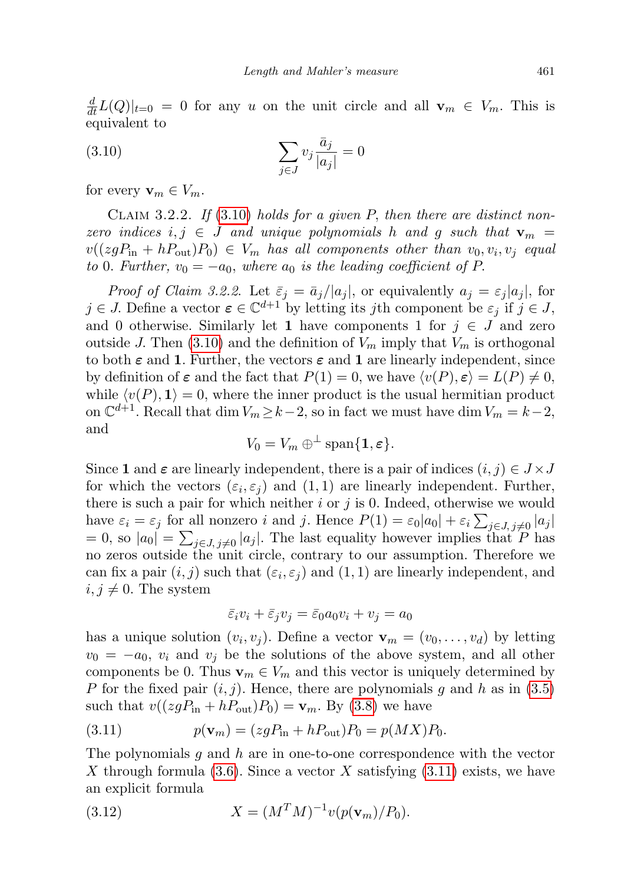$\frac{d}{dt}L(Q)|_{t=0} = 0$ for any $u$ on the unit circle and all $\mathbf{v}_m \in V_m$. This is equivalent to

$$\sum_{j\in J} v_j \frac{\bar{a}_j}{|a_j|} = 0 \tag{3.10}$$

for every $\mathbf{v}_m \in V_m$.

Claim 3.2.2. *If (3.10) holds for a given $P$, then there are distinct nonzero indices $i, j \in J$ and unique polynomials $h$ and $g$ such that $\mathbf{v}_m = v((zgP_{\rm in} + hP_{\rm out})P_0) \in V_m$ has all components other than $v_0, v_i, v_j$ equal to 0. Further, $v_0 = -a_0$, where $a_0$ is the leading coefficient of $P$.*

*Proof of Claim 3.2.2.* Let $\bar{\varepsilon}_j = \bar{a}_j/|a_j|$, or equivalently $a_j = \varepsilon_j|a_j|$, for $j \in J$. Define a vector $\boldsymbol{\varepsilon} \in \mathbb{C}^{d+1}$ by letting its $j$th component be $\varepsilon_j$ if $j \in J$, and 0 otherwise. Similarly let $\mathbf{1}$ have components 1 for $j \in J$ and zero outside $J$. Then (3.10) and the definition of $V_m$ imply that $V_m$ is orthogonal to both $\boldsymbol{\varepsilon}$ and $\mathbf{1}$. Further, the vectors $\boldsymbol{\varepsilon}$ and $\mathbf{1}$ are linearly independent, since by definition of $\boldsymbol{\varepsilon}$ and the fact that $P(1) = 0$, we have $\langle v(P), \boldsymbol{\varepsilon}\rangle = L(P) \neq 0$, while $\langle v(P), \mathbf{1}\rangle = 0$, where the inner product is the usual hermitian product on $\mathbb{C}^{d+1}$. Recall that $\dim V_m \geq k-2$, so in fact we must have $\dim V_m = k-2$, and

$$V_0 = V_m \oplus^{\perp} \operatorname{span}\{\mathbf{1}, \boldsymbol{\varepsilon}\}.$$

Since $\mathbf{1}$ and $\boldsymbol{\varepsilon}$ are linearly independent, there is a pair of indices $(i,j) \in J \times J$ for which the vectors $(\varepsilon_i, \varepsilon_j)$ and $(1,1)$ are linearly independent. Further, there is such a pair for which neither $i$ or $j$ is 0. Indeed, otherwise we would have $\varepsilon_i = \varepsilon_j$ for all nonzero $i$ and $j$. Hence $P(1) = \varepsilon_0|a_0| + \varepsilon_i \sum_{j\in J,\, j\neq 0} |a_j| = 0$, so $|a_0| = \sum_{j\in J,\, j\neq 0} |a_j|$. The last equality however implies that $P$ has no zeros outside the unit circle, contrary to our assumption. Therefore we can fix a pair $(i,j)$ such that $(\varepsilon_i, \varepsilon_j)$ and $(1,1)$ are linearly independent, and $i, j \neq 0$. The system

$$\bar{\varepsilon}_i v_i + \bar{\varepsilon}_j v_j = \bar{\varepsilon}_0 a_0 v_i + v_j = a_0$$

has a unique solution $(v_i, v_j)$. Define a vector $\mathbf{v}_m = (v_0, \ldots, v_d)$ by letting $v_0 = -a_0$, $v_i$ and $v_j$ be the solutions of the above system, and all other components be 0. Thus $\mathbf{v}_m \in V_m$ and this vector is uniquely determined by $P$ for the fixed pair $(i,j)$. Hence, there are polynomials $g$ and $h$ as in (3.5) such that $v((zgP_{\rm in} + hP_{\rm out})P_0) = \mathbf{v}_m$. By (3.8) we have

$$p(\mathbf{v}_m) = (zgP_{\rm in} + hP_{\rm out})P_0 = p(MX)P_0. \tag{3.11}$$

The polynomials $g$ and $h$ are in one-to-one correspondence with the vector $X$ through formula (3.6). Since a vector $X$ satisfying (3.11) exists, we have an explicit formula

$$X = (M^T M)^{-1} v(p(\mathbf{v}_m)/P_0). \tag{3.12}$$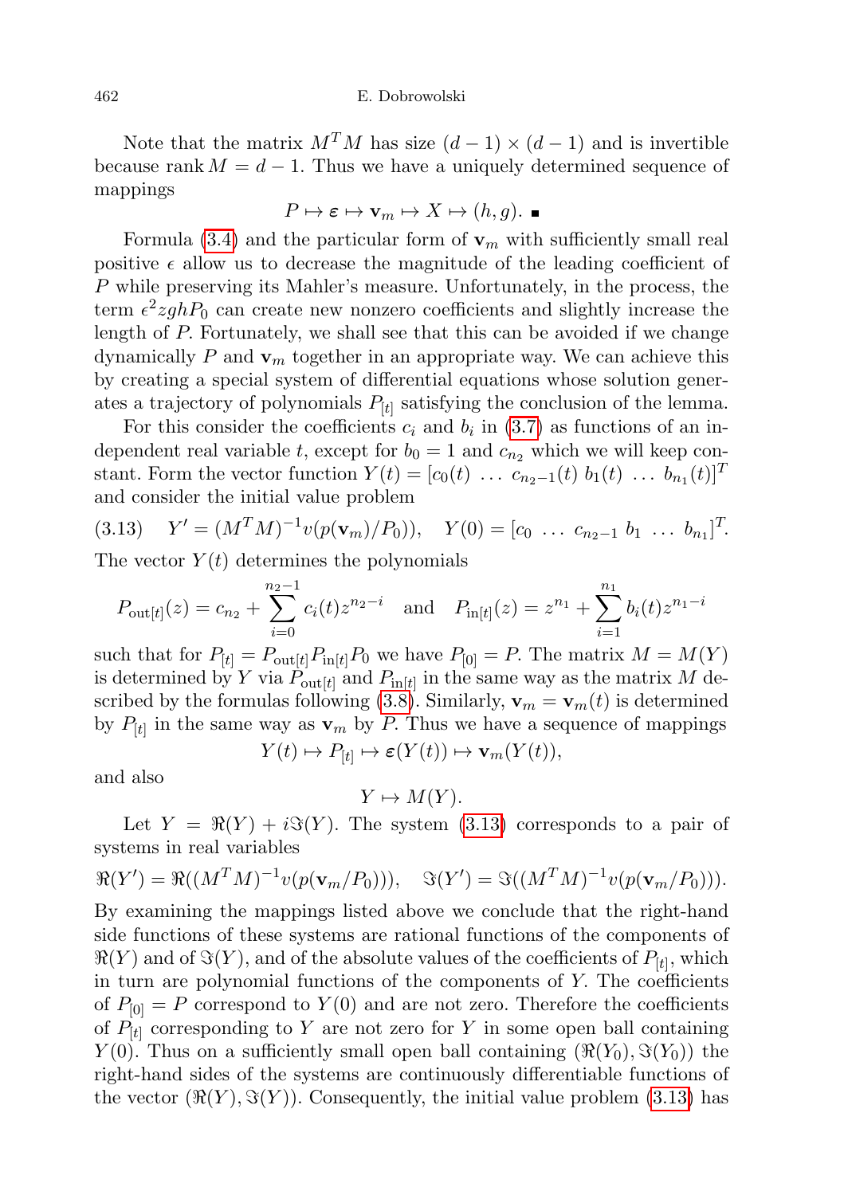Note that the matrix $M^T M$ has size $(d-1) \times (d-1)$ and is invertible because $\operatorname{rank} M = d-1$. Thus we have a uniquely determined sequence of mappings

$$P \mapsto \boldsymbol{\varepsilon} \mapsto \mathbf{v}_m \mapsto X \mapsto (h, g). \ \blacksquare$$

Formula (3.4) and the particular form of $\mathbf{v}_m$ with sufficiently small real positive $\epsilon$ allow us to decrease the magnitude of the leading coefficient of $P$ while preserving its Mahler's measure. Unfortunately, in the process, the term $\epsilon^2 zghP_0$ can create new nonzero coefficients and slightly increase the length of $P$. Fortunately, we shall see that this can be avoided if we change dynamically $P$ and $\mathbf{v}_m$ together in an appropriate way. We can achieve this by creating a special system of differential equations whose solution generates a trajectory of polynomials $P_{[t]}$ satisfying the conclusion of the lemma.

For this consider the coefficients $c_i$ and $b_i$ in (3.7) as functions of an independent real variable $t$, except for $b_0 = 1$ and $c_{n_2}$ which we will keep constant. Form the vector function $Y(t) = [c_0(t) \ \dots \ c_{n_2-1}(t) \ b_1(t) \ \dots \ b_{n_1}(t)]^T$ and consider the initial value problem

$$Y' = (M^T M)^{-1} v(p(\mathbf{v}_m)/P_0)), \quad Y(0) = [c_0 \ \dots \ c_{n_2-1} \ b_1 \ \dots \ b_{n_1}]^T. \tag{3.13}$$

The vector $Y(t)$ determines the polynomials

$$P_{\mathrm{out}[t]}(z) = c_{n_2} + \sum_{i=0}^{n_2-1} c_i(t) z^{n_2-i} \quad \text{and} \quad P_{\mathrm{in}[t]}(z) = z^{n_1} + \sum_{i=1}^{n_1} b_i(t) z^{n_1-i}$$

such that for $P_{[t]} = P_{\mathrm{out}[t]} P_{\mathrm{in}[t]} P_0$ we have $P_{[0]} = P$. The matrix $M = M(Y)$ is determined by $Y$ via $P_{\mathrm{out}[t]}$ and $P_{\mathrm{in}[t]}$ in the same way as the matrix $M$ described by the formulas following (3.8). Similarly, $\mathbf{v}_m = \mathbf{v}_m(t)$ is determined by $P_{[t]}$ in the same way as $\mathbf{v}_m$ by $P$. Thus we have a sequence of mappings

$$Y(t) \mapsto P_{[t]} \mapsto \boldsymbol{\varepsilon}(Y(t)) \mapsto \mathbf{v}_m(Y(t)),$$

and also

$$Y \mapsto M(Y).$$

Let $Y = \Re(Y) + i\Im(Y)$. The system (3.13) corresponds to a pair of systems in real variables

$$\Re(Y') = \Re((M^T M)^{-1} v(p(\mathbf{v}_m/P_0))), \quad \Im(Y') = \Im((M^T M)^{-1} v(p(\mathbf{v}_m/P_0))).$$

By examining the mappings listed above we conclude that the right-hand side functions of these systems are rational functions of the components of $\Re(Y)$ and of $\Im(Y)$, and of the absolute values of the coefficients of $P_{[t]}$, which in turn are polynomial functions of the components of $Y$. The coefficients of $P_{[0]} = P$ correspond to $Y(0)$ and are not zero. Therefore the coefficients of $P_{[t]}$ corresponding to $Y$ are not zero for $Y$ in some open ball containing $Y(0)$. Thus on a sufficiently small open ball containing $(\Re(Y_0), \Im(Y_0))$ the right-hand sides of the systems are continuously differentiable functions of the vector $(\Re(Y), \Im(Y))$. Consequently, the initial value problem (3.13) has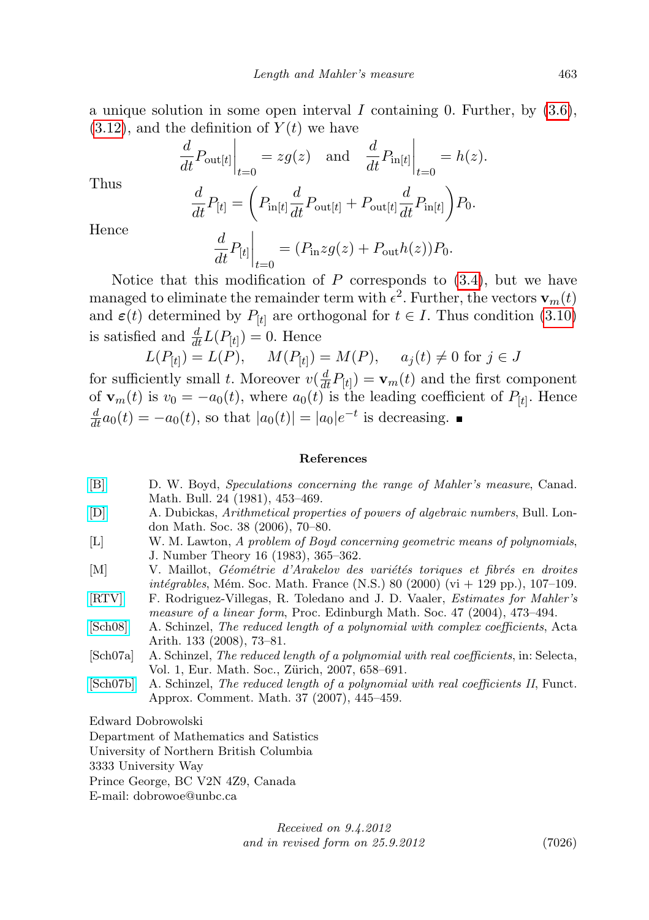a unique solution in some open interval $I$ containing 0. Further, by (3.6), (3.12), and the definition of $Y(t)$ we have

$$\frac{d}{dt}P_{\mathrm{out}[t]}\bigg|_{t=0} = zg(z) \quad \text{and} \quad \frac{d}{dt}P_{\mathrm{in}[t]}\bigg|_{t=0} = h(z).$$

Thus

$$\frac{d}{dt}P_{[t]} = \left(P_{\mathrm{in}[t]}\frac{d}{dt}P_{\mathrm{out}[t]} + P_{\mathrm{out}[t]}\frac{d}{dt}P_{\mathrm{in}[t]}\right)P_0.$$

Hence

$$\frac{d}{dt}P_{[t]}\bigg|_{t=0} = (P_{\mathrm{in}}zg(z) + P_{\mathrm{out}}h(z))P_0.$$

Notice that this modification of $P$ corresponds to (3.4), but we have managed to eliminate the remainder term with $\epsilon^2$. Further, the vectors $\mathbf{v}_m(t)$ and $\boldsymbol{\varepsilon}(t)$ determined by $P_{[t]}$ are orthogonal for $t \in I$. Thus condition (3.10) is satisfied and $\frac{d}{dt}L(P_{[t]}) = 0$. Hence

$$L(P_{[t]}) = L(P), \quad M(P_{[t]}) = M(P), \quad a_j(t) \neq 0 \text{ for } j \in J$$

for sufficiently small $t$. Moreover $v(\frac{d}{dt}P_{[t]}) = \mathbf{v}_m(t)$ and the first component of $\mathbf{v}_m(t)$ is $v_0 = -a_0(t)$, where $a_0(t)$ is the leading coefficient of $P_{[t]}$. Hence $\frac{d}{dt}a_0(t) = -a_0(t)$, so that $|a_0(t)| = |a_0|e^{-t}$ is decreasing. ■

## References

[B] D. W. Boyd, *Speculations concerning the range of Mahler's measure*, Canad. Math. Bull. 24 (1981), 453–469.

[D] A. Dubickas, *Arithmetical properties of powers of algebraic numbers*, Bull. London Math. Soc. 38 (2006), 70–80.

[L] W. M. Lawton, *A problem of Boyd concerning geometric means of polynomials*, J. Number Theory 16 (1983), 365–362.

[M] V. Maillot, *Géométrie d'Arakelov des variétés toriques et fibrés en droites intégrables*, Mém. Soc. Math. France (N.S.) 80 (2000) (vi + 129 pp.), 107–109.

[RTV] F. Rodriguez-Villegas, R. Toledano and J. D. Vaaler, *Estimates for Mahler's measure of a linear form*, Proc. Edinburgh Math. Soc. 47 (2004), 473–494.

[Sch08] A. Schinzel, *The reduced length of a polynomial with complex coefficients*, Acta Arith. 133 (2008), 73–81.

[Sch07a] A. Schinzel, *The reduced length of a polynomial with real coefficients*, in: Selecta, Vol. 1, Eur. Math. Soc., Zürich, 2007, 658–691.

[Sch07b] A. Schinzel, *The reduced length of a polynomial with real coefficients II*, Funct. Approx. Comment. Math. 37 (2007), 445–459.

Edward Dobrowolski
Department of Mathematics and Satistics
University of Northern British Columbia
3333 University Way
Prince George, BC V2N 4Z9, Canada
E-mail: dobrowoe@unbc.ca

*Received on 9.4.2012*
*and in revised form on 25.9.2012* (7026)